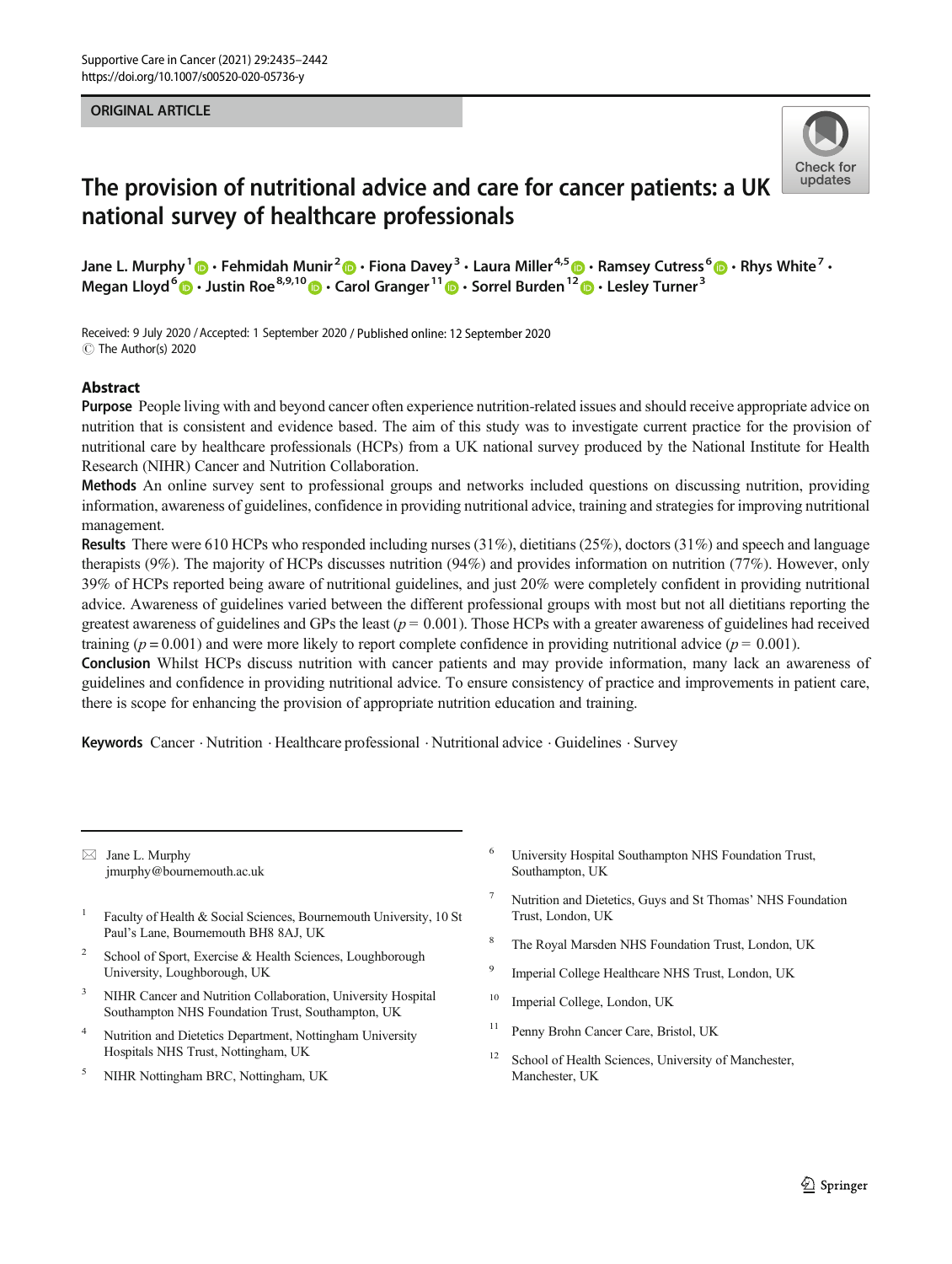ORIGINAL ARTICLE

# The provision of nutritional advice and care for cancer patients: a UK national survey of healthcare professionals

Jane L. Murphy[1] · Fehmidah Munir[2] · Fiona Davey[3] · Laura Miller[4,5] · Ramsey Cutress[6] · Rhys White[7] · Megan Lloyd[6] · Justin Roe[8,9,10] · Carol Granger[11] · Sorrel Burden[12] · Lesley Turner[3]

Received: 9 July 2020 / Accepted: 1 September 2020 / Published online: 12 September 2020
© The Author(s) 2020

## Abstract

**Purpose** People living with and beyond cancer often experience nutrition-related issues and should receive appropriate advice on nutrition that is consistent and evidence based. The aim of this study was to investigate current practice for the provision of nutritional care by healthcare professionals (HCPs) from a UK national survey produced by the National Institute for Health Research (NIHR) Cancer and Nutrition Collaboration.

**Methods** An online survey sent to professional groups and networks included questions on discussing nutrition, providing information, awareness of guidelines, confidence in providing nutritional advice, training and strategies for improving nutritional management.

**Results** There were 610 HCPs who responded including nurses (31%), dietitians (25%), doctors (31%) and speech and language therapists (9%). The majority of HCPs discusses nutrition (94%) and provides information on nutrition (77%). However, only 39% of HCPs reported being aware of nutritional guidelines, and just 20% were completely confident in providing nutritional advice. Awareness of guidelines varied between the different professional groups with most but not all dietitians reporting the greatest awareness of guidelines and GPs the least ($p = 0.001$). Those HCPs with a greater awareness of guidelines had received training ($p = 0.001$) and were more likely to report complete confidence in providing nutritional advice ($p = 0.001$).

**Conclusion** Whilst HCPs discuss nutrition with cancer patients and may provide information, many lack an awareness of guidelines and confidence in providing nutritional advice. To ensure consistency of practice and improvements in patient care, there is scope for enhancing the provision of appropriate nutrition education and training.

**Keywords** Cancer · Nutrition · Healthcare professional · Nutritional advice · Guidelines · Survey

---

✉ Jane L. Murphy
jmurphy@bournemouth.ac.uk

1. Faculty of Health & Social Sciences, Bournemouth University, 10 St Paul's Lane, Bournemouth BH8 8AJ, UK
2. School of Sport, Exercise & Health Sciences, Loughborough University, Loughborough, UK
3. NIHR Cancer and Nutrition Collaboration, University Hospital Southampton NHS Foundation Trust, Southampton, UK
4. Nutrition and Dietetics Department, Nottingham University Hospitals NHS Trust, Nottingham, UK
5. NIHR Nottingham BRC, Nottingham, UK
6. University Hospital Southampton NHS Foundation Trust, Southampton, UK
7. Nutrition and Dietetics, Guys and St Thomas' NHS Foundation Trust, London, UK
8. The Royal Marsden NHS Foundation Trust, London, UK
9. Imperial College Healthcare NHS Trust, London, UK
10. Imperial College, London, UK
11. Penny Brohn Cancer Care, Bristol, UK
12. School of Health Sciences, University of Manchester, Manchester, UK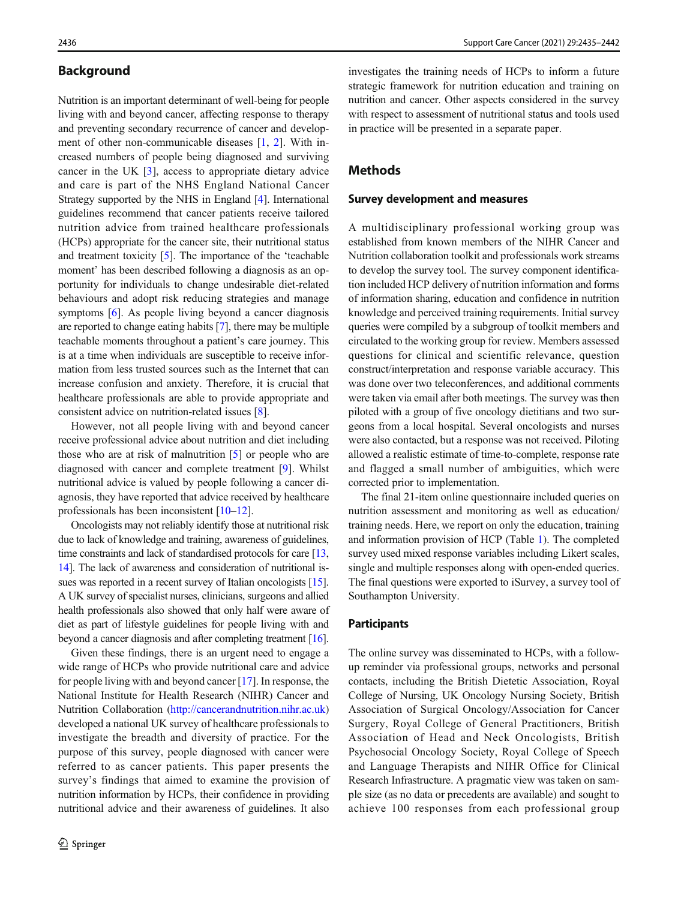## Background

Nutrition is an important determinant of well-being for people living with and beyond cancer, affecting response to therapy and preventing secondary recurrence of cancer and development of other non-communicable diseases [1, 2]. With increased numbers of people being diagnosed and surviving cancer in the UK [3], access to appropriate dietary advice and care is part of the NHS England National Cancer Strategy supported by the NHS in England [4]. International guidelines recommend that cancer patients receive tailored nutrition advice from trained healthcare professionals (HCPs) appropriate for the cancer site, their nutritional status and treatment toxicity [5]. The importance of the 'teachable moment' has been described following a diagnosis as an opportunity for individuals to change undesirable diet-related behaviours and adopt risk reducing strategies and manage symptoms [6]. As people living beyond a cancer diagnosis are reported to change eating habits [7], there may be multiple teachable moments throughout a patient's care journey. This is at a time when individuals are susceptible to receive information from less trusted sources such as the Internet that can increase confusion and anxiety. Therefore, it is crucial that healthcare professionals are able to provide appropriate and consistent advice on nutrition-related issues [8].

However, not all people living with and beyond cancer receive professional advice about nutrition and diet including those who are at risk of malnutrition [5] or people who are diagnosed with cancer and complete treatment [9]. Whilst nutritional advice is valued by people following a cancer diagnosis, they have reported that advice received by healthcare professionals has been inconsistent [10–12].

Oncologists may not reliably identify those at nutritional risk due to lack of knowledge and training, awareness of guidelines, time constraints and lack of standardised protocols for care [13, 14]. The lack of awareness and consideration of nutritional issues was reported in a recent survey of Italian oncologists [15]. A UK survey of specialist nurses, clinicians, surgeons and allied health professionals also showed that only half were aware of diet as part of lifestyle guidelines for people living with and beyond a cancer diagnosis and after completing treatment [16].

Given these findings, there is an urgent need to engage a wide range of HCPs who provide nutritional care and advice for people living with and beyond cancer [17]. In response, the National Institute for Health Research (NIHR) Cancer and Nutrition Collaboration (http://cancerandnutrition.nihr.ac.uk) developed a national UK survey of healthcare professionals to investigate the breadth and diversity of practice. For the purpose of this survey, people diagnosed with cancer were referred to as cancer patients. This paper presents the survey's findings that aimed to examine the provision of nutrition information by HCPs, their confidence in providing nutritional advice and their awareness of guidelines. It also investigates the training needs of HCPs to inform a future strategic framework for nutrition education and training on nutrition and cancer. Other aspects considered in the survey with respect to assessment of nutritional status and tools used in practice will be presented in a separate paper.

## Methods

### Survey development and measures

A multidisciplinary professional working group was established from known members of the NIHR Cancer and Nutrition collaboration toolkit and professionals work streams to develop the survey tool. The survey component identification included HCP delivery of nutrition information and forms of information sharing, education and confidence in nutrition knowledge and perceived training requirements. Initial survey queries were compiled by a subgroup of toolkit members and circulated to the working group for review. Members assessed questions for clinical and scientific relevance, question construct/interpretation and response variable accuracy. This was done over two teleconferences, and additional comments were taken via email after both meetings. The survey was then piloted with a group of five oncology dietitians and two surgeons from a local hospital. Several oncologists and nurses were also contacted, but a response was not received. Piloting allowed a realistic estimate of time-to-complete, response rate and flagged a small number of ambiguities, which were corrected prior to implementation.

The final 21-item online questionnaire included queries on nutrition assessment and monitoring as well as education/training needs. Here, we report on only the education, training and information provision of HCP (Table 1). The completed survey used mixed response variables including Likert scales, single and multiple responses along with open-ended queries. The final questions were exported to iSurvey, a survey tool of Southampton University.

### Participants

The online survey was disseminated to HCPs, with a follow-up reminder via professional groups, networks and personal contacts, including the British Dietetic Association, Royal College of Nursing, UK Oncology Nursing Society, British Association of Surgical Oncology/Association for Cancer Surgery, Royal College of General Practitioners, British Association of Head and Neck Oncologists, British Psychosocial Oncology Society, Royal College of Speech and Language Therapists and NIHR Office for Clinical Research Infrastructure. A pragmatic view was taken on sample size (as no data or precedents are available) and sought to achieve 100 responses from each professional group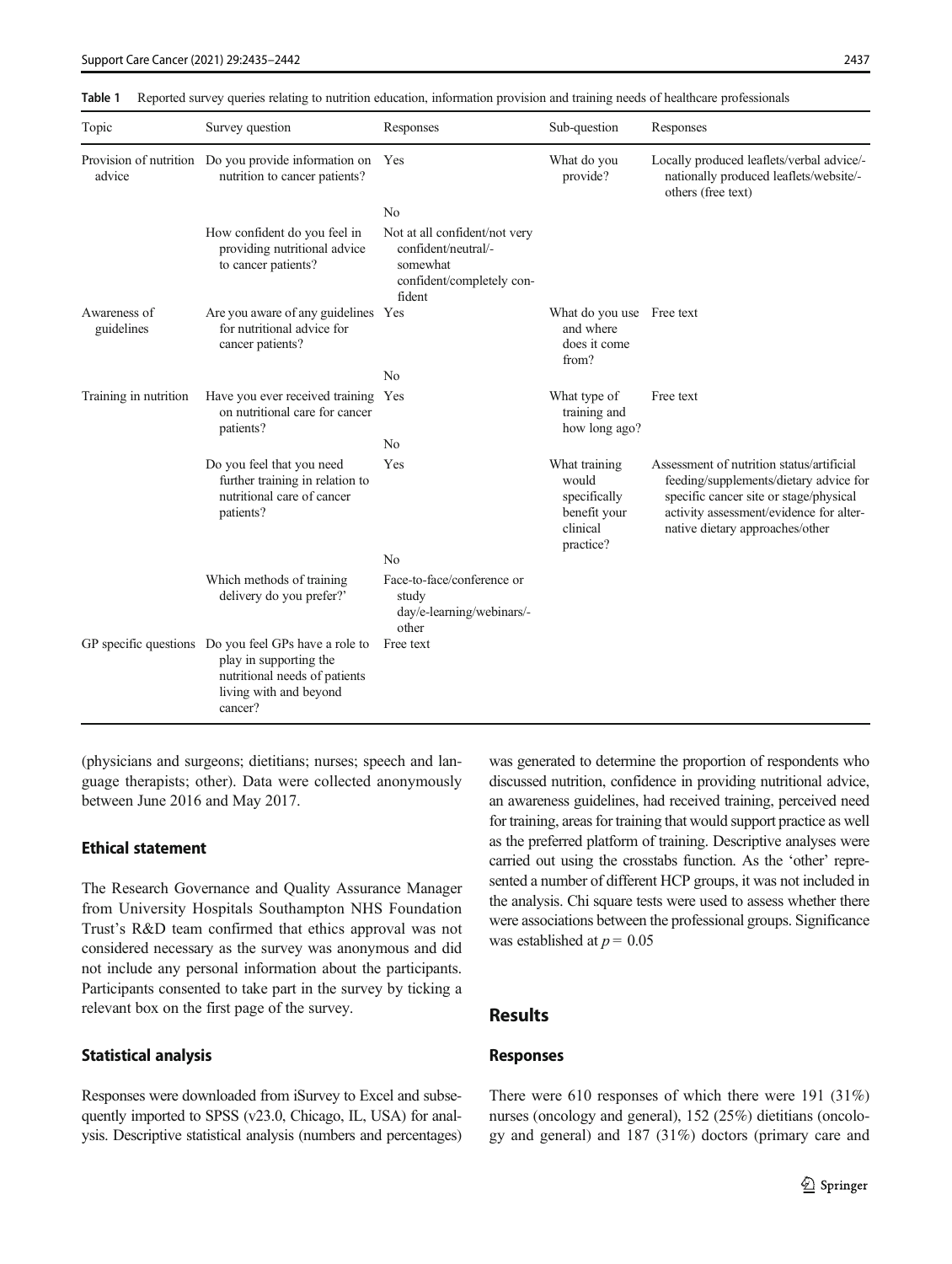**Table 1** Reported survey queries relating to nutrition education, information provision and training needs of healthcare professionals

| Topic | Survey question | Responses | Sub-question | Responses |
|---|---|---|---|---|
| Provision of nutrition advice | Do you provide information on nutrition to cancer patients? | Yes | What do you provide? | Locally produced leaflets/verbal advice/-nationally produced leaflets/website/-others (free text) |
| | | No | | |
| | How confident do you feel in providing nutritional advice to cancer patients? | Not at all confident/not very confident/neutral/-somewhat confident/completely confident | | |
| Awareness of guidelines | Are you aware of any guidelines for nutritional advice for cancer patients? | Yes | What do you use and where does it come from? | Free text |
| | | No | | |
| Training in nutrition | Have you ever received training on nutritional care for cancer patients? | Yes | What type of training and how long ago? | Free text |
| | | No | | |
| | Do you feel that you need further training in relation to nutritional care of cancer patients? | Yes | What training would specifically benefit your clinical practice? | Assessment of nutrition status/artificial feeding/supplements/dietary advice for specific cancer site or stage/physical activity assessment/evidence for alternative dietary approaches/other |
| | | No | | |
| | Which methods of training delivery do you prefer?' | Face-to-face/conference or study day/e-learning/webinars/-other | | |
| GP specific questions | Do you feel GPs have a role to play in supporting the nutritional needs of patients living with and beyond cancer? | Free text | | |

(physicians and surgeons; dietitians; nurses; speech and language therapists; other). Data were collected anonymously between June 2016 and May 2017.

### Ethical statement

The Research Governance and Quality Assurance Manager from University Hospitals Southampton NHS Foundation Trust's R&D team confirmed that ethics approval was not considered necessary as the survey was anonymous and did not include any personal information about the participants. Participants consented to take part in the survey by ticking a relevant box on the first page of the survey.

### Statistical analysis

Responses were downloaded from iSurvey to Excel and subsequently imported to SPSS (v23.0, Chicago, IL, USA) for analysis. Descriptive statistical analysis (numbers and percentages) was generated to determine the proportion of respondents who discussed nutrition, confidence in providing nutritional advice, an awareness guidelines, had received training, perceived need for training, areas for training that would support practice as well as the preferred platform of training. Descriptive analyses were carried out using the crosstabs function. As the 'other' represented a number of different HCP groups, it was not included in the analysis. Chi square tests were used to assess whether there were associations between the professional groups. Significance was established at $p = 0.05$

## Results

### Responses

There were 610 responses of which there were 191 (31%) nurses (oncology and general), 152 (25%) dietitians (oncology and general) and 187 (31%) doctors (primary care and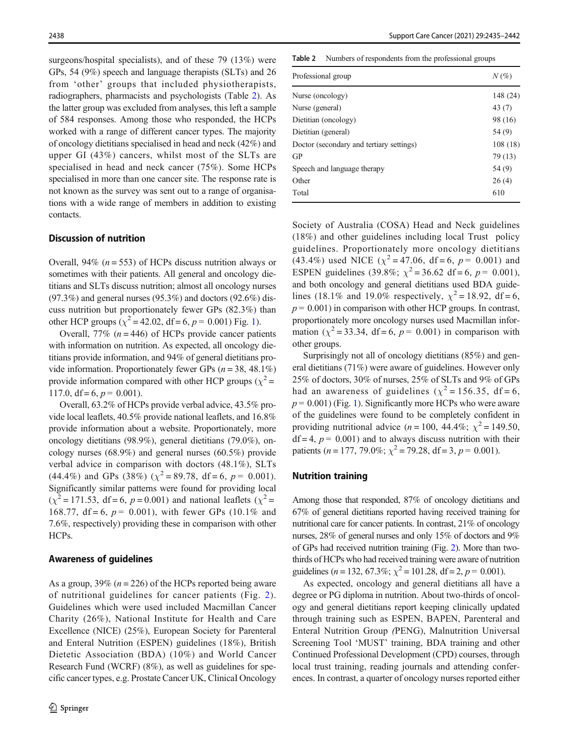surgeons/hospital specialists), and of these 79 (13%) were GPs, 54 (9%) speech and language therapists (SLTs) and 26 from 'other' groups that included physiotherapists, radiographers, pharmacists and psychologists (Table 2). As the latter group was excluded from analyses, this left a sample of 584 responses. Among those who responded, the HCPs worked with a range of different cancer types. The majority of oncology dietitians specialised in head and neck (42%) and upper GI (43%) cancers, whilst most of the SLTs are specialised in head and neck cancer (75%). Some HCPs specialised in more than one cancer site. The response rate is not known as the survey was sent out to a range of organisations with a wide range of members in addition to existing contacts.

**Table 2** Numbers of respondents from the professional groups

| Professional group | *N* (%) |
|---|---|
| Nurse (oncology) | 148 (24) |
| Nurse (general) | 43 (7) |
| Dietitian (oncology) | 98 (16) |
| Dietitian (general) | 54 (9) |
| Doctor (secondary and tertiary settings) | 108 (18) |
| GP | 79 (13) |
| Speech and language therapy | 54 (9) |
| Other | 26 (4) |
| Total | 610 |

## Discussion of nutrition

Overall, 94% ($n = 553$) of HCPs discuss nutrition always or sometimes with their patients. All general and oncology dietitians and SLTs discuss nutrition; almost all oncology nurses (97.3%) and general nurses (95.3%) and doctors (92.6%) discuss nutrition but proportionately fewer GPs (82.3%) than other HCP groups ($\chi^2 = 42.02$, df = 6, $p = 0.001$) Fig. 1).

Overall, 77% ($n = 446$) of HCPs provide cancer patients with information on nutrition. As expected, all oncology dietitians provide information, and 94% of general dietitians provide information. Proportionately fewer GPs ($n = 38$, 48.1%) provide information compared with other HCP groups ($\chi^2 = 117.0$, df = 6, $p = 0.001$).

Overall, 63.2% of HCPs provide verbal advice, 43.5% provide local leaflets, 40.5% provide national leaflets, and 16.8% provide information about a website. Proportionately, more oncology dietitians (98.9%), general dietitians (79.0%), oncology nurses (68.9%) and general nurses (60.5%) provide verbal advice in comparison with doctors (48.1%), SLTs (44.4%) and GPs (38%) ($\chi^2 = 89.78$, df = 6, $p = 0.001$). Significantly similar patterns were found for providing local ($\chi^2 = 171.53$, df = 6, $p = 0.001$) and national leaflets ($\chi^2 = 168.77$, df = 6, $p = 0.001$), with fewer GPs (10.1% and 7.6%, respectively) providing these in comparison with other HCPs.

## Awareness of guidelines

As a group, 39% ($n = 226$) of the HCPs reported being aware of nutritional guidelines for cancer patients (Fig. 2). Guidelines which were used included Macmillan Cancer Charity (26%), National Institute for Health and Care Excellence (NICE) (25%), European Society for Parenteral and Enteral Nutrition (ESPEN) guidelines (18%), British Dietetic Association (BDA) (10%) and World Cancer Research Fund (WCRF) (8%), as well as guidelines for specific cancer types, e.g. Prostate Cancer UK, Clinical Oncology Society of Australia (COSA) Head and Neck guidelines (18%) and other guidelines including local Trust policy guidelines. Proportionately more oncology dietitians (43.4%) used NICE ($\chi^2 = 47.06$, df = 6, $p = 0.001$) and ESPEN guidelines (39.8%; $\chi^2 = 36.62$ df = 6, $p = 0.001$), and both oncology and general dietitians used BDA guidelines (18.1% and 19.0% respectively, $\chi^2 = 18.92$, df = 6, $p = 0.001$) in comparison with other HCP groups. In contrast, proportionately more oncology nurses used Macmillan information ($\chi^2 = 33.34$, df = 6, $p = 0.001$) in comparison with other groups.

Surprisingly not all of oncology dietitians (85%) and general dietitians (71%) were aware of guidelines. However only 25% of doctors, 30% of nurses, 25% of SLTs and 9% of GPs had an awareness of guidelines ($\chi^2 = 156.35$, df = 6, $p = 0.001$) (Fig. 1). Significantly more HCPs who were aware of the guidelines were found to be completely confident in providing nutritional advice ($n = 100$, 44.4%; $\chi^2 = 149.50$, df = 4, $p = 0.001$) and to always discuss nutrition with their patients ($n = 177$, 79.0%; $\chi^2 = 79.28$, df = 3, $p = 0.001$).

## Nutrition training

Among those that responded, 87% of oncology dietitians and 67% of general dietitians reported having received training for nutritional care for cancer patients. In contrast, 21% of oncology nurses, 28% of general nurses and only 15% of doctors and 9% of GPs had received nutrition training (Fig. 2). More than two-thirds of HCPs who had received training were aware of nutrition guidelines ($n = 132$, 67.3%; $\chi^2 = 101.28$, df = 2, $p = 0.001$).

As expected, oncology and general dietitians all have a degree or PG diploma in nutrition. About two-thirds of oncology and general dietitians report keeping clinically updated through training such as ESPEN, BAPEN, Parenteral and Enteral Nutrition Group *(*PENG), Malnutrition Universal Screening Tool 'MUST' training, BDA training and other Continued Professional Development (CPD) courses, through local trust training, reading journals and attending conferences. In contrast, a quarter of oncology nurses reported either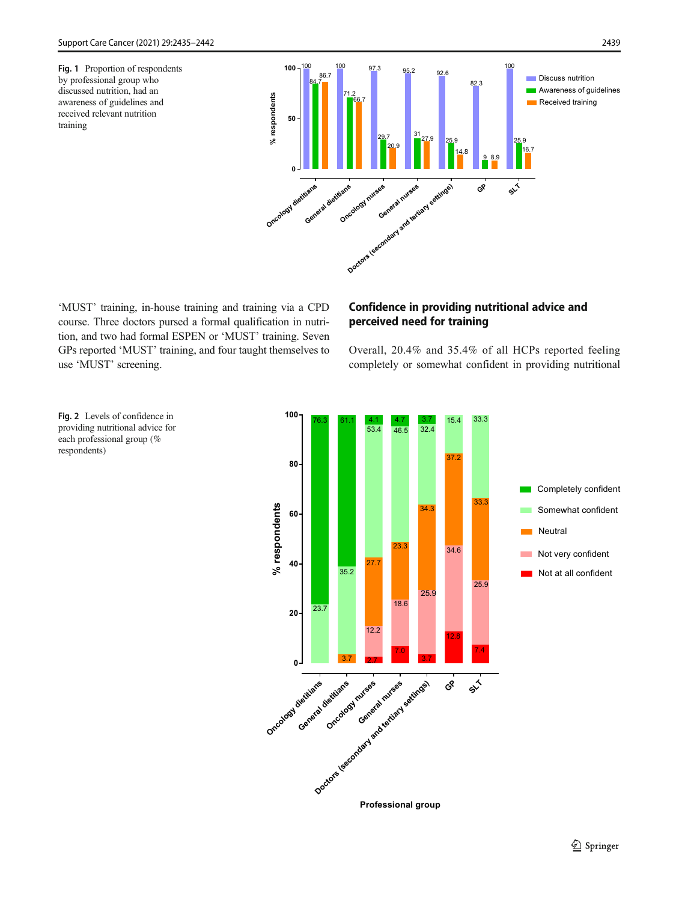**Fig. 1** Proportion of respondents by professional group who discussed nutrition, had an awareness of guidelines and received relevant nutrition training

'MUST' training, in-house training and training via a CPD course. Three doctors pursed a formal qualification in nutrition, and two had formal ESPEN or 'MUST' training. Seven GPs reported 'MUST' training, and four taught themselves to use 'MUST' screening.

## Confidence in providing nutritional advice and perceived need for training

Overall, 20.4% and 35.4% of all HCPs reported feeling completely or somewhat confident in providing nutritional

**Fig. 2** Levels of confidence in providing nutritional advice for each professional group (% respondents)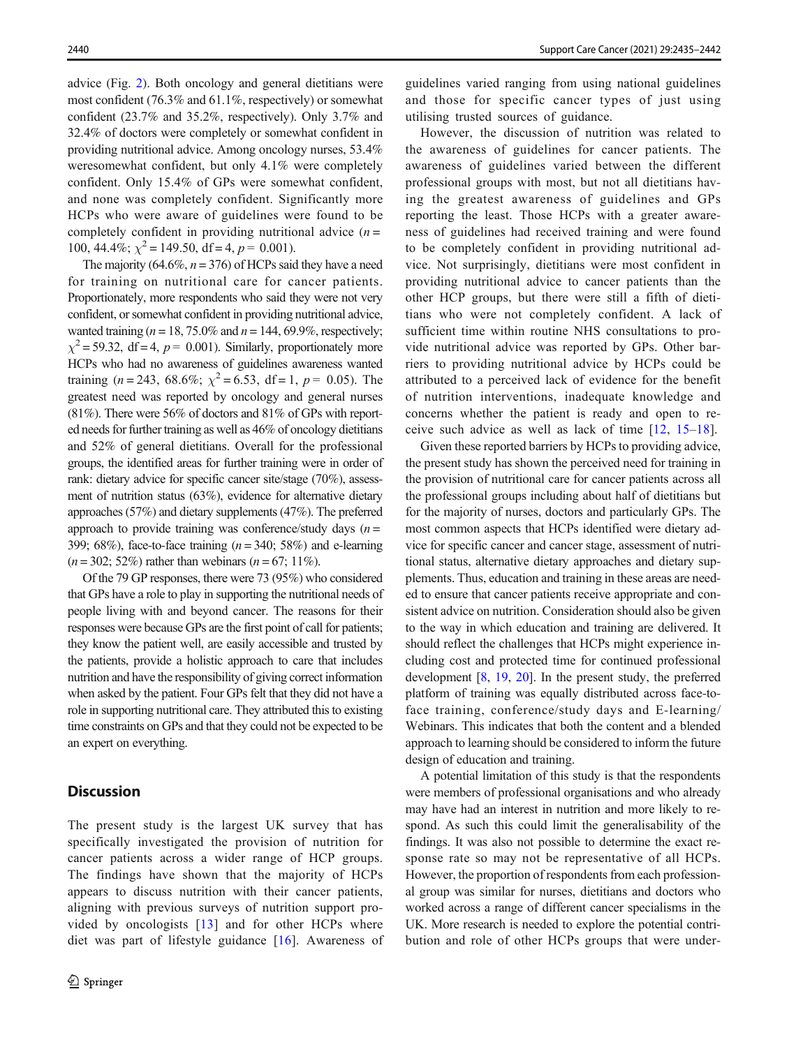advice (Fig. 2). Both oncology and general dietitians were most confident (76.3% and 61.1%, respectively) or somewhat confident (23.7% and 35.2%, respectively). Only 3.7% and 32.4% of doctors were completely or somewhat confident in providing nutritional advice. Among oncology nurses, 53.4% weresomewhat confident, but only 4.1% were completely confident. Only 15.4% of GPs were somewhat confident, and none was completely confident. Significantly more HCPs who were aware of guidelines were found to be completely confident in providing nutritional advice ($n$ = 100, 44.4%; $\chi^2 = 149.50$, df = 4, $p = 0.001$).

The majority (64.6%, $n$ = 376) of HCPs said they have a need for training on nutritional care for cancer patients. Proportionately, more respondents who said they were not very confident, or somewhat confident in providing nutritional advice, wanted training ($n$ = 18, 75.0% and $n$ = 144, 69.9%, respectively; $\chi^2 = 59.32$, df = 4, $p = 0.001$). Similarly, proportionately more HCPs who had no awareness of guidelines awareness wanted training ($n$ = 243, 68.6%; $\chi^2 = 6.53$, df = 1, $p = 0.05$). The greatest need was reported by oncology and general nurses (81%). There were 56% of doctors and 81% of GPs with reported needs for further training as well as 46% of oncology dietitians and 52% of general dietitians. Overall for the professional groups, the identified areas for further training were in order of rank: dietary advice for specific cancer site/stage (70%), assessment of nutrition status (63%), evidence for alternative dietary approaches (57%) and dietary supplements (47%). The preferred approach to provide training was conference/study days ($n$ = 399; 68%), face-to-face training ($n$ = 340; 58%) and e-learning ($n$ = 302; 52%) rather than webinars ($n$ = 67; 11%).

Of the 79 GP responses, there were 73 (95%) who considered that GPs have a role to play in supporting the nutritional needs of people living with and beyond cancer. The reasons for their responses were because GPs are the first point of call for patients; they know the patient well, are easily accessible and trusted by the patients, provide a holistic approach to care that includes nutrition and have the responsibility of giving correct information when asked by the patient. Four GPs felt that they did not have a role in supporting nutritional care. They attributed this to existing time constraints on GPs and that they could not be expected to be an expert on everything.

## Discussion

The present study is the largest UK survey that has specifically investigated the provision of nutrition for cancer patients across a wider range of HCP groups. The findings have shown that the majority of HCPs appears to discuss nutrition with their cancer patients, aligning with previous surveys of nutrition support provided by oncologists [13] and for other HCPs where diet was part of lifestyle guidance [16]. Awareness of guidelines varied ranging from using national guidelines and those for specific cancer types of just using utilising trusted sources of guidance.

However, the discussion of nutrition was related to the awareness of guidelines for cancer patients. The awareness of guidelines varied between the different professional groups with most, but not all dietitians having the greatest awareness of guidelines and GPs reporting the least. Those HCPs with a greater awareness of guidelines had received training and were found to be completely confident in providing nutritional advice. Not surprisingly, dietitians were most confident in providing nutritional advice to cancer patients than the other HCP groups, but there were still a fifth of dietitians who were not completely confident. A lack of sufficient time within routine NHS consultations to provide nutritional advice was reported by GPs. Other barriers to providing nutritional advice by HCPs could be attributed to a perceived lack of evidence for the benefit of nutrition interventions, inadequate knowledge and concerns whether the patient is ready and open to receive such advice as well as lack of time [12, 15–18].

Given these reported barriers by HCPs to providing advice, the present study has shown the perceived need for training in the provision of nutritional care for cancer patients across all the professional groups including about half of dietitians but for the majority of nurses, doctors and particularly GPs. The most common aspects that HCPs identified were dietary advice for specific cancer and cancer stage, assessment of nutritional status, alternative dietary approaches and dietary supplements. Thus, education and training in these areas are needed to ensure that cancer patients receive appropriate and consistent advice on nutrition. Consideration should also be given to the way in which education and training are delivered. It should reflect the challenges that HCPs might experience including cost and protected time for continued professional development [8, 19, 20]. In the present study, the preferred platform of training was equally distributed across face-to-face training, conference/study days and E-learning/Webinars. This indicates that both the content and a blended approach to learning should be considered to inform the future design of education and training.

A potential limitation of this study is that the respondents were members of professional organisations and who already may have had an interest in nutrition and more likely to respond. As such this could limit the generalisability of the findings. It was also not possible to determine the exact response rate so may not be representative of all HCPs. However, the proportion of respondents from each professional group was similar for nurses, dietitians and doctors who worked across a range of different cancer specialisms in the UK. More research is needed to explore the potential contribution and role of other HCPs groups that were under-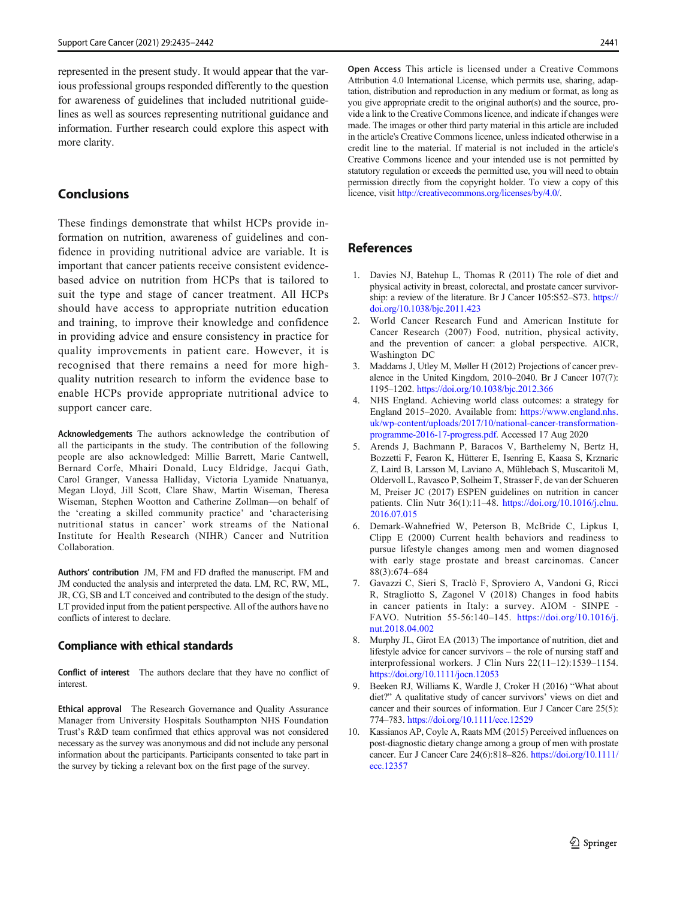represented in the present study. It would appear that the various professional groups responded differently to the question for awareness of guidelines that included nutritional guidelines as well as sources representing nutritional guidance and information. Further research could explore this aspect with more clarity.

## Conclusions

These findings demonstrate that whilst HCPs provide information on nutrition, awareness of guidelines and confidence in providing nutritional advice are variable. It is important that cancer patients receive consistent evidence-based advice on nutrition from HCPs that is tailored to suit the type and stage of cancer treatment. All HCPs should have access to appropriate nutrition education and training, to improve their knowledge and confidence in providing advice and ensure consistency in practice for quality improvements in patient care. However, it is recognised that there remains a need for more high-quality nutrition research to inform the evidence base to enable HCPs provide appropriate nutritional advice to support cancer care.

**Acknowledgements** The authors acknowledge the contribution of all the participants in the study. The contribution of the following people are also acknowledged: Millie Barrett, Marie Cantwell, Bernard Corfe, Mhairi Donald, Lucy Eldridge, Jacqui Gath, Carol Granger, Vanessa Halliday, Victoria Lyamide Nnatuanya, Megan Lloyd, Jill Scott, Clare Shaw, Martin Wiseman, Theresa Wiseman, Stephen Wootton and Catherine Zollman—on behalf of the 'creating a skilled community practice' and 'characterising nutritional status in cancer' work streams of the National Institute for Health Research (NIHR) Cancer and Nutrition Collaboration.

**Authors' contribution** JM, FM and FD drafted the manuscript. FM and JM conducted the analysis and interpreted the data. LM, RC, RW, ML, JR, CG, SB and LT conceived and contributed to the design of the study. LT provided input from the patient perspective. All of the authors have no conflicts of interest to declare.

### Compliance with ethical standards

**Conflict of interest** The authors declare that they have no conflict of interest.

**Ethical approval** The Research Governance and Quality Assurance Manager from University Hospitals Southampton NHS Foundation Trust's R&D team confirmed that ethics approval was not considered necessary as the survey was anonymous and did not include any personal information about the participants. Participants consented to take part in the survey by ticking a relevant box on the first page of the survey.

**Open Access** This article is licensed under a Creative Commons Attribution 4.0 International License, which permits use, sharing, adaptation, distribution and reproduction in any medium or format, as long as you give appropriate credit to the original author(s) and the source, provide a link to the Creative Commons licence, and indicate if changes were made. The images or other third party material in this article are included in the article's Creative Commons licence, unless indicated otherwise in a credit line to the material. If material is not included in the article's Creative Commons licence and your intended use is not permitted by statutory regulation or exceeds the permitted use, you will need to obtain permission directly from the copyright holder. To view a copy of this licence, visit http://creativecommons.org/licenses/by/4.0/.

## References

1. Davies NJ, Batehup L, Thomas R (2011) The role of diet and physical activity in breast, colorectal, and prostate cancer survivorship: a review of the literature. Br J Cancer 105:S52–S73. https://doi.org/10.1038/bjc.2011.423
2. World Cancer Research Fund and American Institute for Cancer Research (2007) Food, nutrition, physical activity, and the prevention of cancer: a global perspective. AICR, Washington DC
3. Maddams J, Utley M, Møller H (2012) Projections of cancer prevalence in the United Kingdom, 2010–2040. Br J Cancer 107(7): 1195–1202. https://doi.org/10.1038/bjc.2012.366
4. NHS England. Achieving world class outcomes: a strategy for England 2015–2020. Available from: https://www.england.nhs.uk/wp-content/uploads/2017/10/national-cancer-transformation-programme-2016-17-progress.pdf. Accessed 17 Aug 2020
5. Arends J, Bachmann P, Baracos V, Barthelemy N, Bertz H, Bozzetti F, Fearon K, Hütterer E, Isenring E, Kaasa S, Krznaric Z, Laird B, Larsson M, Laviano A, Mühlebach S, Muscaritoli M, Oldervoll L, Ravasco P, Solheim T, Strasser F, de van der Schueren M, Preiser JC (2017) ESPEN guidelines on nutrition in cancer patients. Clin Nutr 36(1):11–48. https://doi.org/10.1016/j.clnu.2016.07.015
6. Demark-Wahnefried W, Peterson B, McBride C, Lipkus I, Clipp E (2000) Current health behaviors and readiness to pursue lifestyle changes among men and women diagnosed with early stage prostate and breast carcinomas. Cancer 88(3):674–684
7. Gavazzi C, Sieri S, Traclò F, Sproviero A, Vandoni G, Ricci R, Stragliotto S, Zagonel V (2018) Changes in food habits in cancer patients in Italy: a survey. AIOM - SINPE - FAVO. Nutrition 55-56:140–145. https://doi.org/10.1016/j.nut.2018.04.002
8. Murphy JL, Girot EA (2013) The importance of nutrition, diet and lifestyle advice for cancer survivors – the role of nursing staff and interprofessional workers. J Clin Nurs 22(11–12):1539–1154. https://doi.org/10.1111/jocn.12053
9. Beeken RJ, Williams K, Wardle J, Croker H (2016) "What about diet?" A qualitative study of cancer survivors' views on diet and cancer and their sources of information. Eur J Cancer Care 25(5): 774–783. https://doi.org/10.1111/ecc.12529
10. Kassianos AP, Coyle A, Raats MM (2015) Perceived influences on post-diagnostic dietary change among a group of men with prostate cancer. Eur J Cancer Care 24(6):818–826. https://doi.org/10.1111/ecc.12357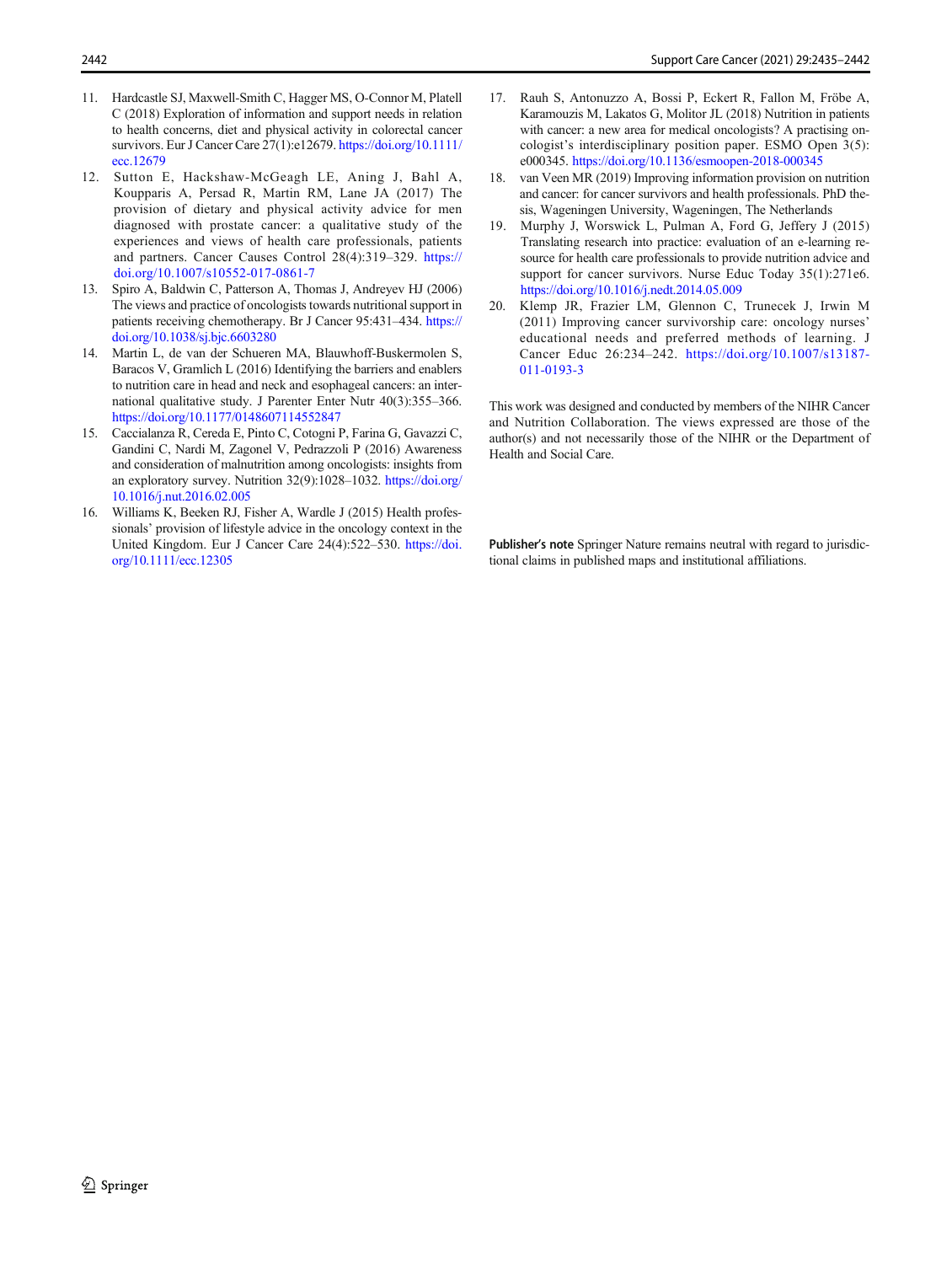11. Hardcastle SJ, Maxwell-Smith C, Hagger MS, O-Connor M, Platell C (2018) Exploration of information and support needs in relation to health concerns, diet and physical activity in colorectal cancer survivors. Eur J Cancer Care 27(1):e12679. https://doi.org/10.1111/ecc.12679
12. Sutton E, Hackshaw-McGeagh LE, Aning J, Bahl A, Koupparis A, Persad R, Martin RM, Lane JA (2017) The provision of dietary and physical activity advice for men diagnosed with prostate cancer: a qualitative study of the experiences and views of health care professionals, patients and partners. Cancer Causes Control 28(4):319–329. https://doi.org/10.1007/s10552-017-0861-7
13. Spiro A, Baldwin C, Patterson A, Thomas J, Andreyev HJ (2006) The views and practice of oncologists towards nutritional support in patients receiving chemotherapy. Br J Cancer 95:431–434. https://doi.org/10.1038/sj.bjc.6603280
14. Martin L, de van der Schueren MA, Blauwhoff-Buskermolen S, Baracos V, Gramlich L (2016) Identifying the barriers and enablers to nutrition care in head and neck and esophageal cancers: an international qualitative study. J Parenter Enter Nutr 40(3):355–366. https://doi.org/10.1177/0148607114552847
15. Caccialanza R, Cereda E, Pinto C, Cotogni P, Farina G, Gavazzi C, Gandini C, Nardi M, Zagonel V, Pedrazzoli P (2016) Awareness and consideration of malnutrition among oncologists: insights from an exploratory survey. Nutrition 32(9):1028–1032. https://doi.org/10.1016/j.nut.2016.02.005
16. Williams K, Beeken RJ, Fisher A, Wardle J (2015) Health professionals' provision of lifestyle advice in the oncology context in the United Kingdom. Eur J Cancer Care 24(4):522–530. https://doi.org/10.1111/ecc.12305
17. Rauh S, Antonuzzo A, Bossi P, Eckert R, Fallon M, Fröbe A, Karamouzis M, Lakatos G, Molitor JL (2018) Nutrition in patients with cancer: a new area for medical oncologists? A practising oncologist's interdisciplinary position paper. ESMO Open 3(5): e000345. https://doi.org/10.1136/esmoopen-2018-000345
18. van Veen MR (2019) Improving information provision on nutrition and cancer: for cancer survivors and health professionals. PhD thesis, Wageningen University, Wageningen, The Netherlands
19. Murphy J, Worswick L, Pulman A, Ford G, Jeffery J (2015) Translating research into practice: evaluation of an e-learning resource for health care professionals to provide nutrition advice and support for cancer survivors. Nurse Educ Today 35(1):271e6. https://doi.org/10.1016/j.nedt.2014.05.009
20. Klemp JR, Frazier LM, Glennon C, Trunecek J, Irwin M (2011) Improving cancer survivorship care: oncology nurses' educational needs and preferred methods of learning. J Cancer Educ 26:234–242. https://doi.org/10.1007/s13187-011-0193-3

This work was designed and conducted by members of the NIHR Cancer and Nutrition Collaboration. The views expressed are those of the author(s) and not necessarily those of the NIHR or the Department of Health and Social Care.

**Publisher's note** Springer Nature remains neutral with regard to jurisdictional claims in published maps and institutional affiliations.